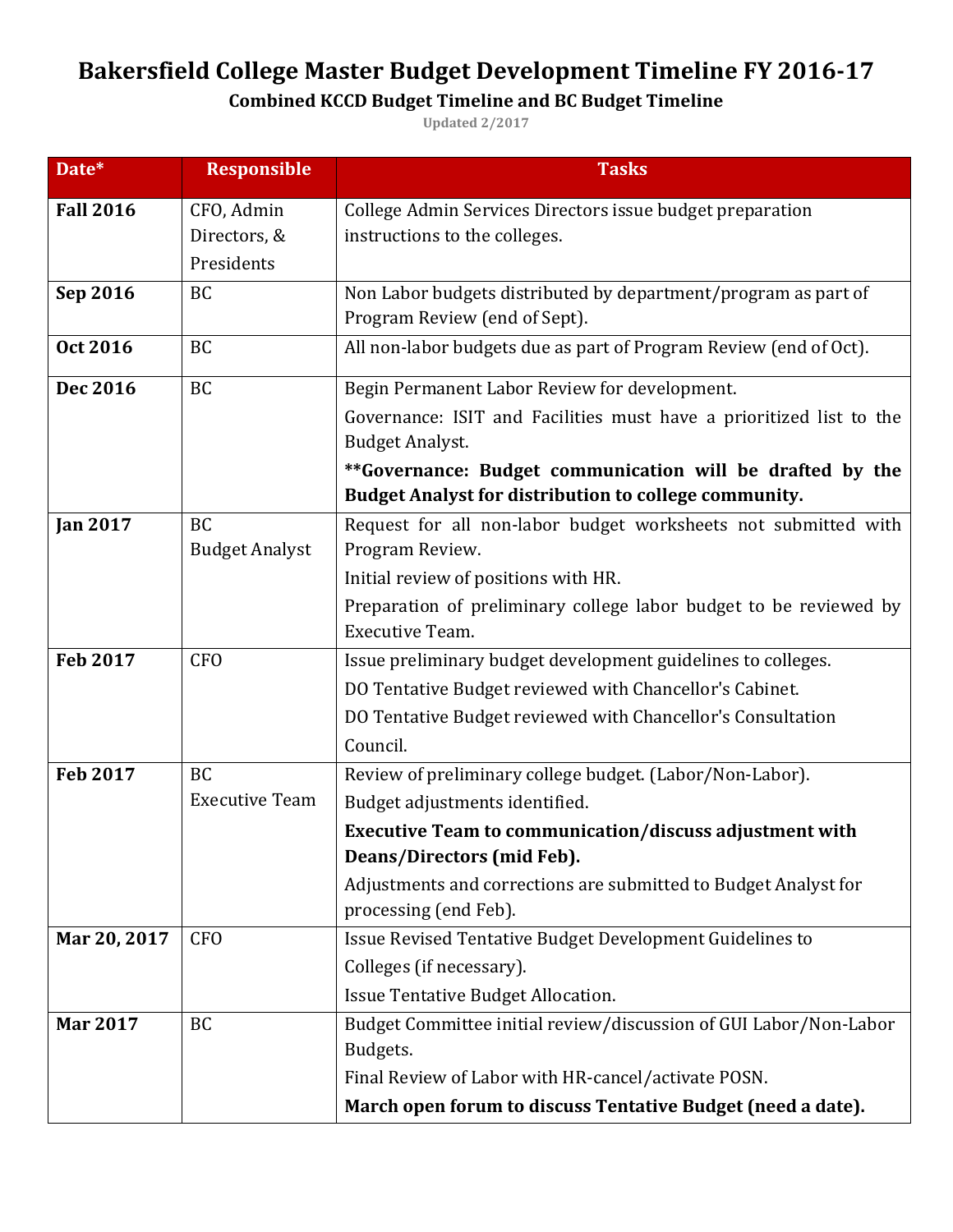# Bakersfield College Master Budget Development Timeline FY 2016-17

### Combined KCCD Budget Timeline and BC Budget Timeline

Updated 2/2017

| Date* | Responsible | Tasks |
|---|---|---|
| **Fall 2016** | CFO, Admin Directors, & Presidents | College Admin Services Directors issue budget preparation instructions to the colleges. |
| **Sep 2016** | BC | Non Labor budgets distributed by department/program as part of Program Review (end of Sept). |
| **Oct 2016** | BC | All non-labor budgets due as part of Program Review (end of Oct). |
| **Dec 2016** | BC | Begin Permanent Labor Review for development.<br>Governance: ISIT and Facilities must have a prioritized list to the Budget Analyst.<br>**\*\*Governance: Budget communication will be drafted by the Budget Analyst for distribution to college community.** |
| **Jan 2017** | BC<br>Budget Analyst | Request for all non-labor budget worksheets not submitted with Program Review.<br>Initial review of positions with HR.<br>Preparation of preliminary college labor budget to be reviewed by Executive Team. |
| **Feb 2017** | CFO | Issue preliminary budget development guidelines to colleges.<br>DO Tentative Budget reviewed with Chancellor's Cabinet.<br>DO Tentative Budget reviewed with Chancellor's Consultation Council. |
| **Feb 2017** | BC<br>Executive Team | Review of preliminary college budget. (Labor/Non-Labor).<br>Budget adjustments identified.<br>**Executive Team to communication/discuss adjustment with Deans/Directors (mid Feb).**<br>Adjustments and corrections are submitted to Budget Analyst for processing (end Feb). |
| **Mar 20, 2017** | CFO | Issue Revised Tentative Budget Development Guidelines to Colleges (if necessary).<br>Issue Tentative Budget Allocation. |
| **Mar 2017** | BC | Budget Committee initial review/discussion of GUI Labor/Non-Labor Budgets.<br>Final Review of Labor with HR-cancel/activate POSN.<br>**March open forum to discuss Tentative Budget (need a date).** |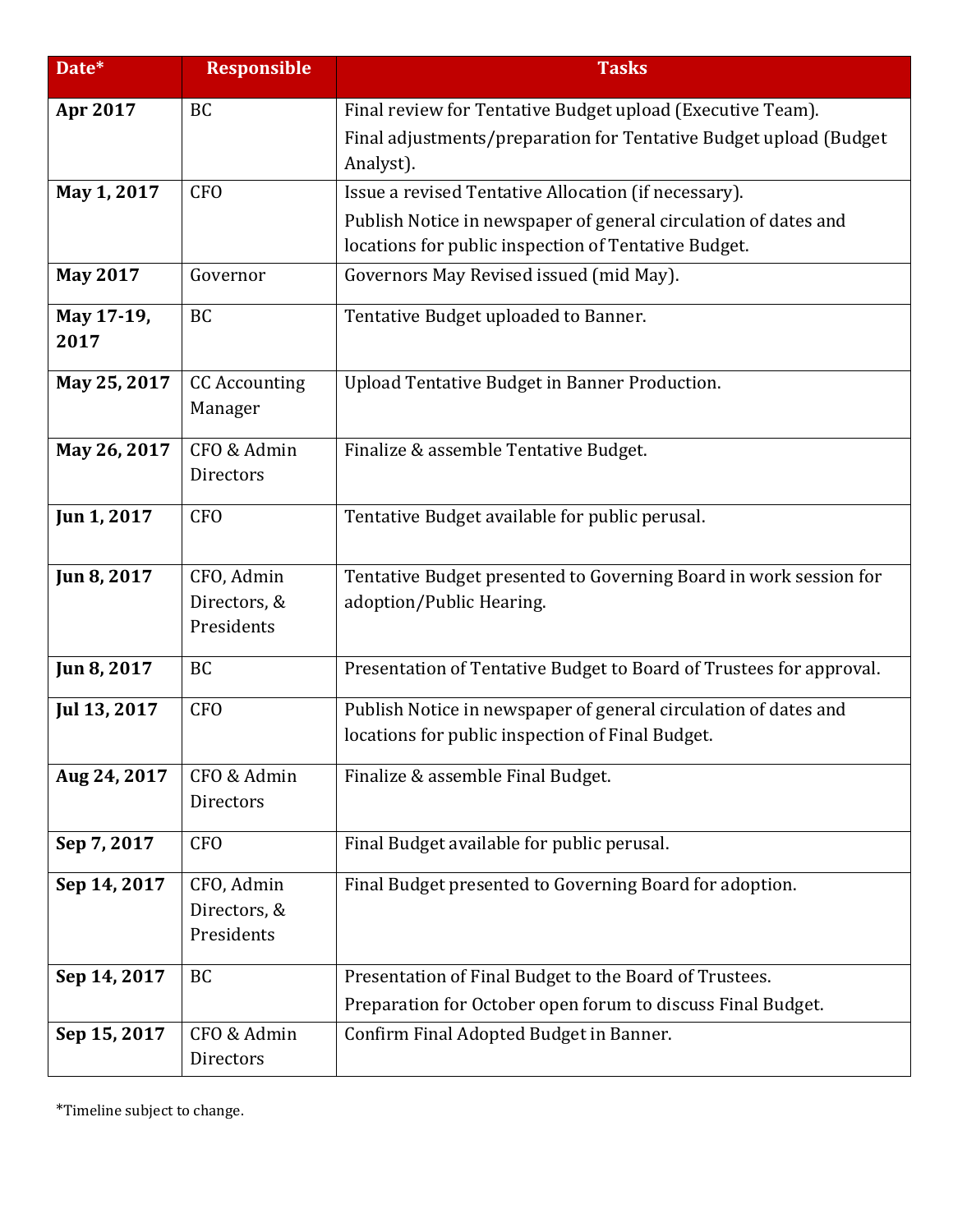| Date* | Responsible | Tasks |
|---|---|---|
| **Apr 2017** | BC | Final review for Tentative Budget upload (Executive Team).<br>Final adjustments/preparation for Tentative Budget upload (Budget Analyst). |
| **May 1, 2017** | CFO | Issue a revised Tentative Allocation (if necessary).<br>Publish Notice in newspaper of general circulation of dates and locations for public inspection of Tentative Budget. |
| **May 2017** | Governor | Governors May Revised issued (mid May). |
| **May 17-19, 2017** | BC | Tentative Budget uploaded to Banner. |
| **May 25, 2017** | CC Accounting Manager | Upload Tentative Budget in Banner Production. |
| **May 26, 2017** | CFO & Admin Directors | Finalize & assemble Tentative Budget. |
| **Jun 1, 2017** | CFO | Tentative Budget available for public perusal. |
| **Jun 8, 2017** | CFO, Admin Directors, & Presidents | Tentative Budget presented to Governing Board in work session for adoption/Public Hearing. |
| **Jun 8, 2017** | BC | Presentation of Tentative Budget to Board of Trustees for approval. |
| **Jul 13, 2017** | CFO | Publish Notice in newspaper of general circulation of dates and locations for public inspection of Final Budget. |
| **Aug 24, 2017** | CFO & Admin Directors | Finalize & assemble Final Budget. |
| **Sep 7, 2017** | CFO | Final Budget available for public perusal. |
| **Sep 14, 2017** | CFO, Admin Directors, & Presidents | Final Budget presented to Governing Board for adoption. |
| **Sep 14, 2017** | BC | Presentation of Final Budget to the Board of Trustees.<br>Preparation for October open forum to discuss Final Budget. |
| **Sep 15, 2017** | CFO & Admin Directors | Confirm Final Adopted Budget in Banner. |

*Timeline subject to change.